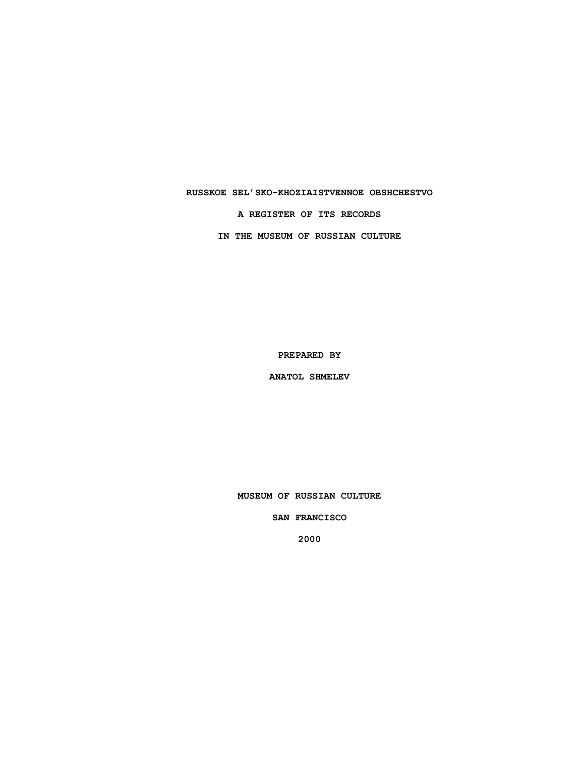# RUSSKOE SEL'SKO-KHOZIAISTVENNOE OBSHCHESTVO

## A REGISTER OF ITS RECORDS

## IN THE MUSEUM OF RUSSIAN CULTURE

**PREPARED BY**

**ANATOL SHMELEV**

**MUSEUM OF RUSSIAN CULTURE**

**SAN FRANCISCO**

**2000**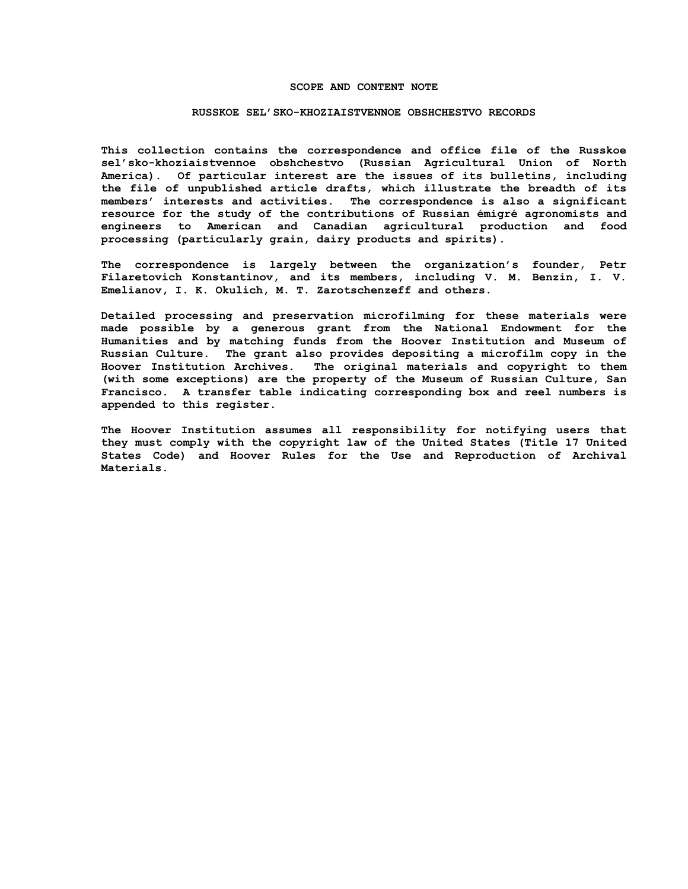## SCOPE AND CONTENT NOTE

### RUSSKOE SEL'SKO-KHOZIAISTVENNOE OBSHCHESTVO RECORDS

This collection contains the correspondence and office file of the Russkoe sel'sko-khoziaistvennoe obshchestvo (Russian Agricultural Union of North America). Of particular interest are the issues of its bulletins, including the file of unpublished article drafts, which illustrate the breadth of its members' interests and activities. The correspondence is also a significant resource for the study of the contributions of Russian émigré agronomists and engineers to American and Canadian agricultural production and food processing (particularly grain, dairy products and spirits).

The correspondence is largely between the organization's founder, Petr Filaretovich Konstantinov, and its members, including V. M. Benzin, I. V. Emelianov, I. K. Okulich, M. T. Zarotschenzeff and others.

Detailed processing and preservation microfilming for these materials were made possible by a generous grant from the National Endowment for the Humanities and by matching funds from the Hoover Institution and Museum of Russian Culture. The grant also provides depositing a microfilm copy in the Hoover Institution Archives. The original materials and copyright to them (with some exceptions) are the property of the Museum of Russian Culture, San Francisco. A transfer table indicating corresponding box and reel numbers is appended to this register.

The Hoover Institution assumes all responsibility for notifying users that they must comply with the copyright law of the United States (Title 17 United States Code) and Hoover Rules for the Use and Reproduction of Archival Materials.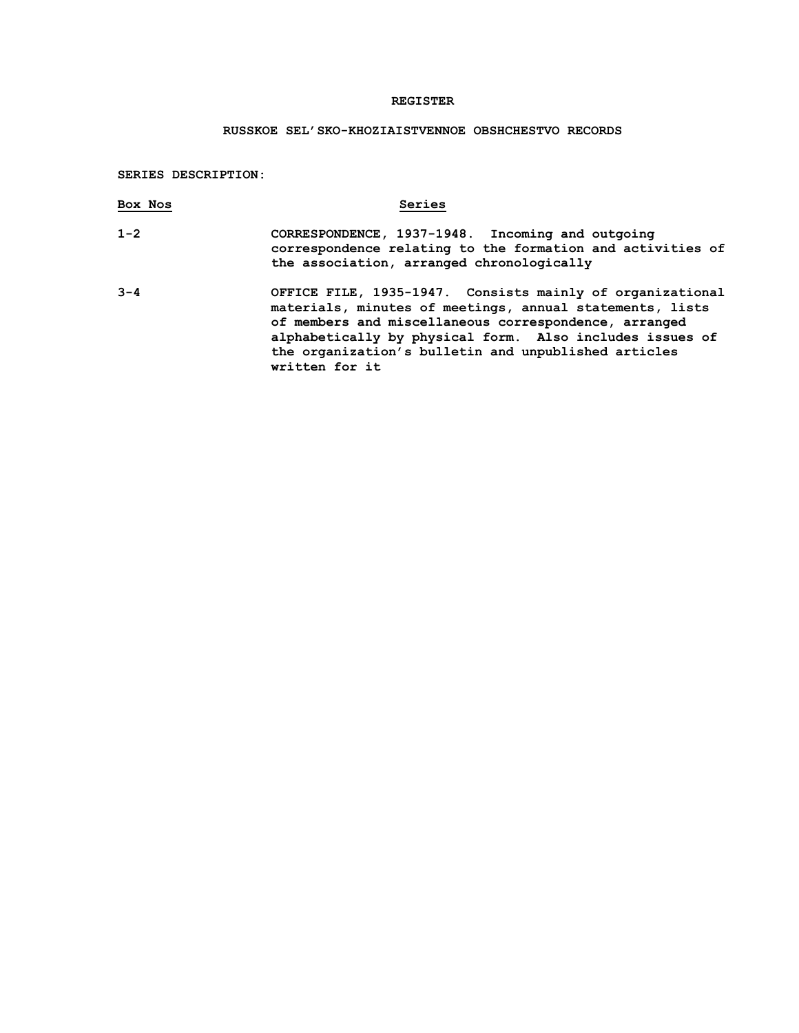# REGISTER

## RUSSKOE SEL'SKO-KHOZIAISTVENNOE OBSHCHESTVO RECORDS

**SERIES DESCRIPTION:**

| Box Nos | Series |
| --- | --- |
| 1-2 | CORRESPONDENCE, 1937-1948. Incoming and outgoing correspondence relating to the formation and activities of the association, arranged chronologically |
| 3-4 | OFFICE FILE, 1935-1947. Consists mainly of organizational materials, minutes of meetings, annual statements, lists of members and miscellaneous correspondence, arranged alphabetically by physical form. Also includes issues of the organization's bulletin and unpublished articles written for it |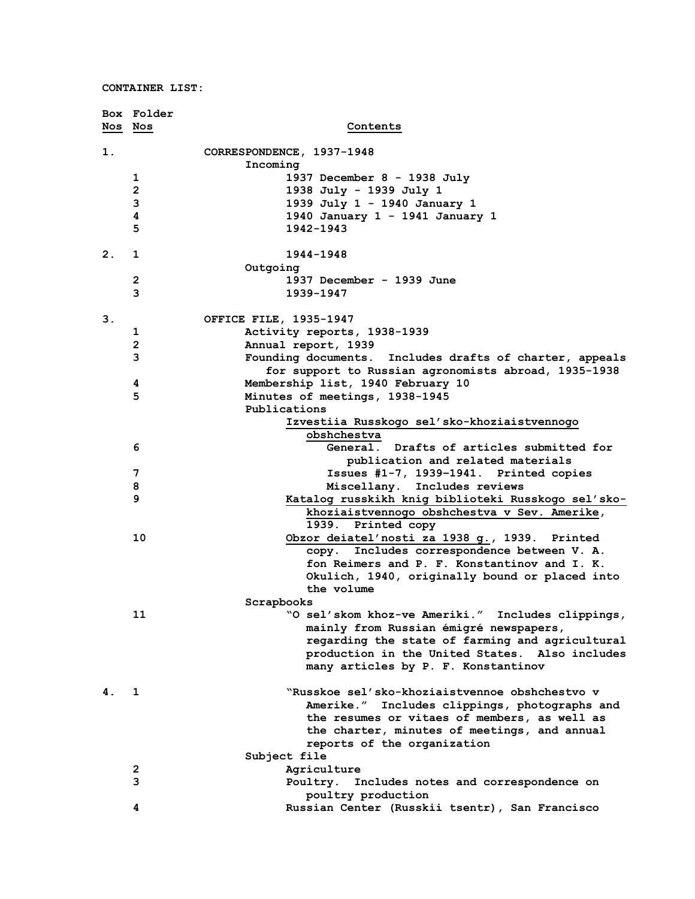**CONTAINER LIST:**

| Box Nos | Folder Nos | Contents |
|---|---|---|
| 1. | | CORRESPONDENCE, 1937-1948 |
| | | Incoming |
| | 1 | 1937 December 8 - 1938 July |
| | 2 | 1938 July - 1939 July 1 |
| | 3 | 1939 July 1 - 1940 January 1 |
| | 4 | 1940 January 1 - 1941 January 1 |
| | 5 | 1942-1943 |
| 2. | 1 | 1944-1948 |
| | | Outgoing |
| | 2 | 1937 December - 1939 June |
| | 3 | 1939-1947 |
| 3. | | OFFICE FILE, 1935-1947 |
| | 1 | Activity reports, 1938-1939 |
| | 2 | Annual report, 1939 |
| | 3 | Founding documents. Includes drafts of charter, appeals for support to Russian agronomists abroad, 1935-1938 |
| | 4 | Membership list, 1940 February 10 |
| | 5 | Minutes of meetings, 1938-1945 |
| | | Publications |
| | | <u>Izvestiia Russkogo sel'sko-khoziaistvennogo obshchestva</u> |
| | 6 | General. Drafts of articles submitted for publication and related materials |
| | 7 | Issues #1-7, 1939-1941. Printed copies |
| | 8 | Miscellany. Includes reviews |
| | 9 | <u>Katalog russkikh knig biblioteki Russkogo sel'sko-khoziaistvennogo obshchestva v Sev. Amerike</u>, 1939. Printed copy |
| | 10 | <u>Obzor deiatel'nosti za 1938 g.</u>, 1939. Printed copy. Includes correspondence between V. A. fon Reimers and P. F. Konstantinov and I. K. Okulich, 1940, originally bound or placed into the volume |
| | | Scrapbooks |
| | 11 | "O sel'skom khoz-ve Ameriki." Includes clippings, mainly from Russian émigré newspapers, regarding the state of farming and agricultural production in the United States. Also includes many articles by P. F. Konstantinov |
| 4. | 1 | "Russkoe sel'sko-khoziaistvennoe obshchestvo v Amerike." Includes clippings, photographs and the resumes or vitaes of members, as well as the charter, minutes of meetings, and annual reports of the organization |
| | | Subject file |
| | 2 | Agriculture |
| | 3 | Poultry. Includes notes and correspondence on poultry production |
| | 4 | Russian Center (Russkii tsentr), San Francisco |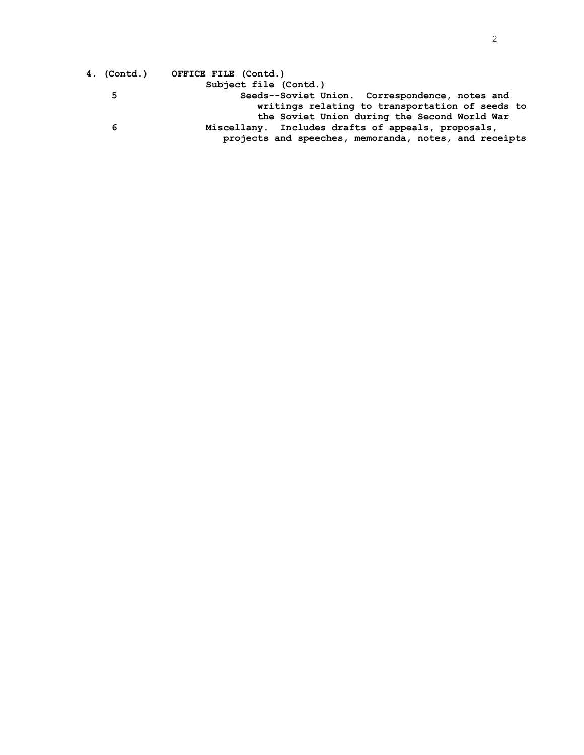**4. (Contd.)** **OFFICE FILE (Contd.)**

**Subject file (Contd.)**

**5** **Seeds--Soviet Union. Correspondence, notes and writings relating to transportation of seeds to the Soviet Union during the Second World War**

**6** **Miscellany. Includes drafts of appeals, proposals, projects and speeches, memoranda, notes, and receipts**